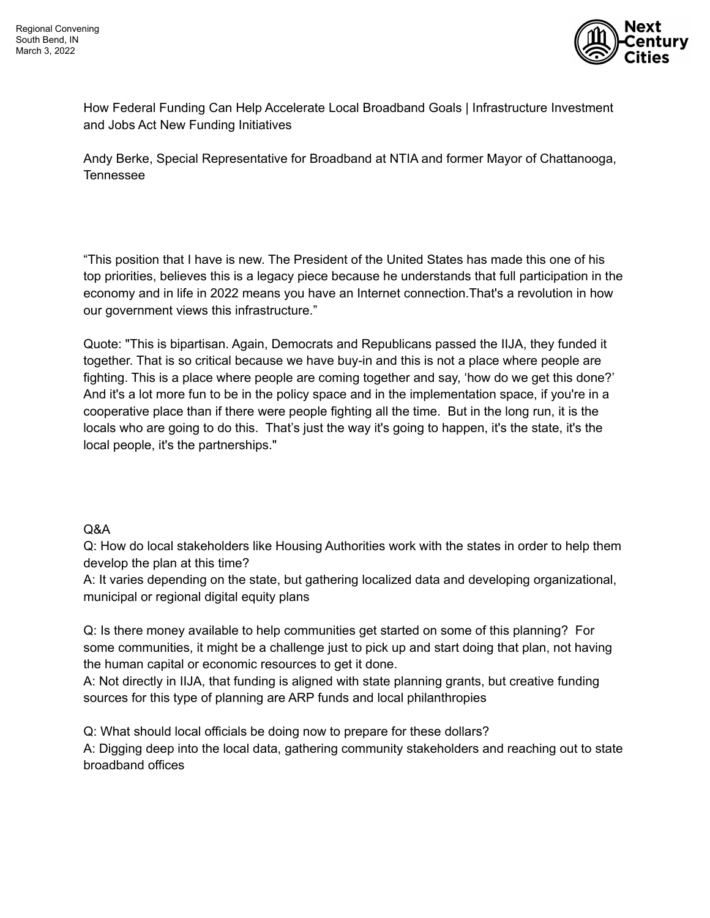Regional Convening
South Bend, IN
March 3, 2022

How Federal Funding Can Help Accelerate Local Broadband Goals | Infrastructure Investment and Jobs Act New Funding Initiatives

Andy Berke, Special Representative for Broadband at NTIA and former Mayor of Chattanooga, Tennessee

"This position that I have is new. The President of the United States has made this one of his top priorities, believes this is a legacy piece because he understands that full participation in the economy and in life in 2022 means you have an Internet connection.That's a revolution in how our government views this infrastructure."

Quote: "This is bipartisan. Again, Democrats and Republicans passed the IIJA, they funded it together. That is so critical because we have buy-in and this is not a place where people are fighting. This is a place where people are coming together and say, 'how do we get this done?' And it's a lot more fun to be in the policy space and in the implementation space, if you're in a cooperative place than if there were people fighting all the time. But in the long run, it is the locals who are going to do this. That's just the way it's going to happen, it's the state, it's the local people, it's the partnerships."

Q&A

Q: How do local stakeholders like Housing Authorities work with the states in order to help them develop the plan at this time?
A: It varies depending on the state, but gathering localized data and developing organizational, municipal or regional digital equity plans

Q: Is there money available to help communities get started on some of this planning? For some communities, it might be a challenge just to pick up and start doing that plan, not having the human capital or economic resources to get it done.
A: Not directly in IIJA, that funding is aligned with state planning grants, but creative funding sources for this type of planning are ARP funds and local philanthropies

Q: What should local officials be doing now to prepare for these dollars?
A: Digging deep into the local data, gathering community stakeholders and reaching out to state broadband offices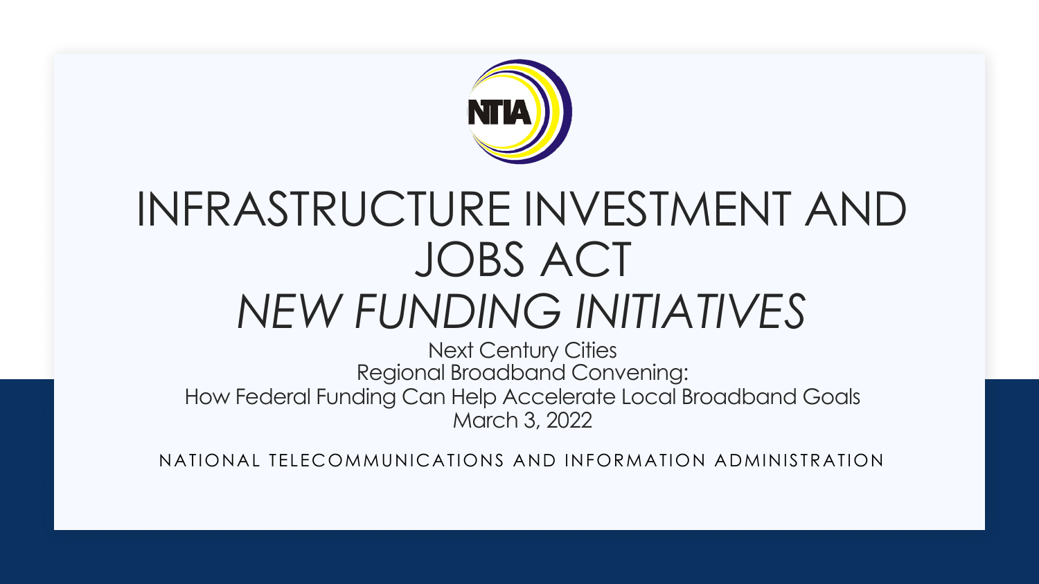# INFRASTRUCTURE INVESTMENT AND JOBS ACT

## *NEW FUNDING INITIATIVES*

Next Century Cities
Regional Broadband Convening:
How Federal Funding Can Help Accelerate Local Broadband Goals
March 3, 2022

NATIONAL TELECOMMUNICATIONS AND INFORMATION ADMINISTRATION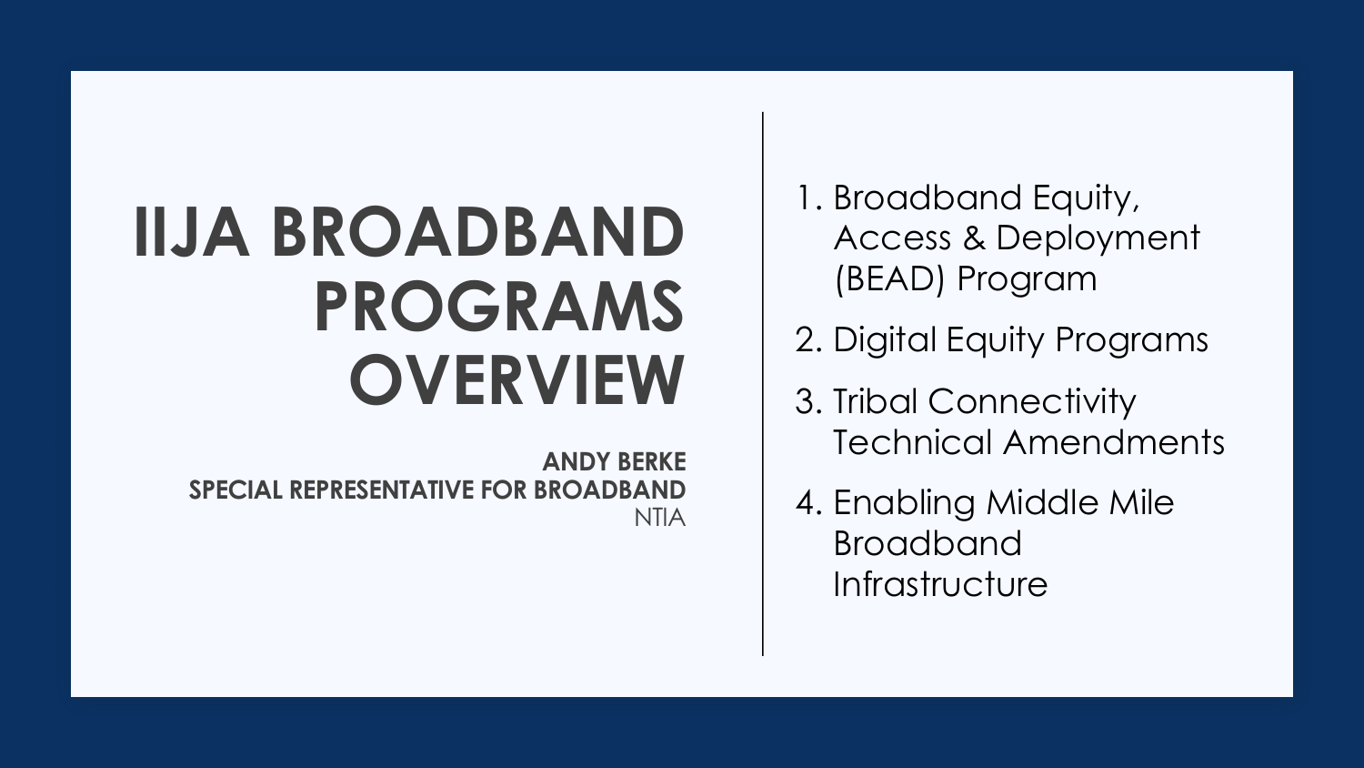# IIJA BROADBAND PROGRAMS OVERVIEW

**ANDY BERKE**
**SPECIAL REPRESENTATIVE FOR BROADBAND**
NTIA

1. Broadband Equity, Access & Deployment (BEAD) Program
2. Digital Equity Programs
3. Tribal Connectivity Technical Amendments
4. Enabling Middle Mile Broadband Infrastructure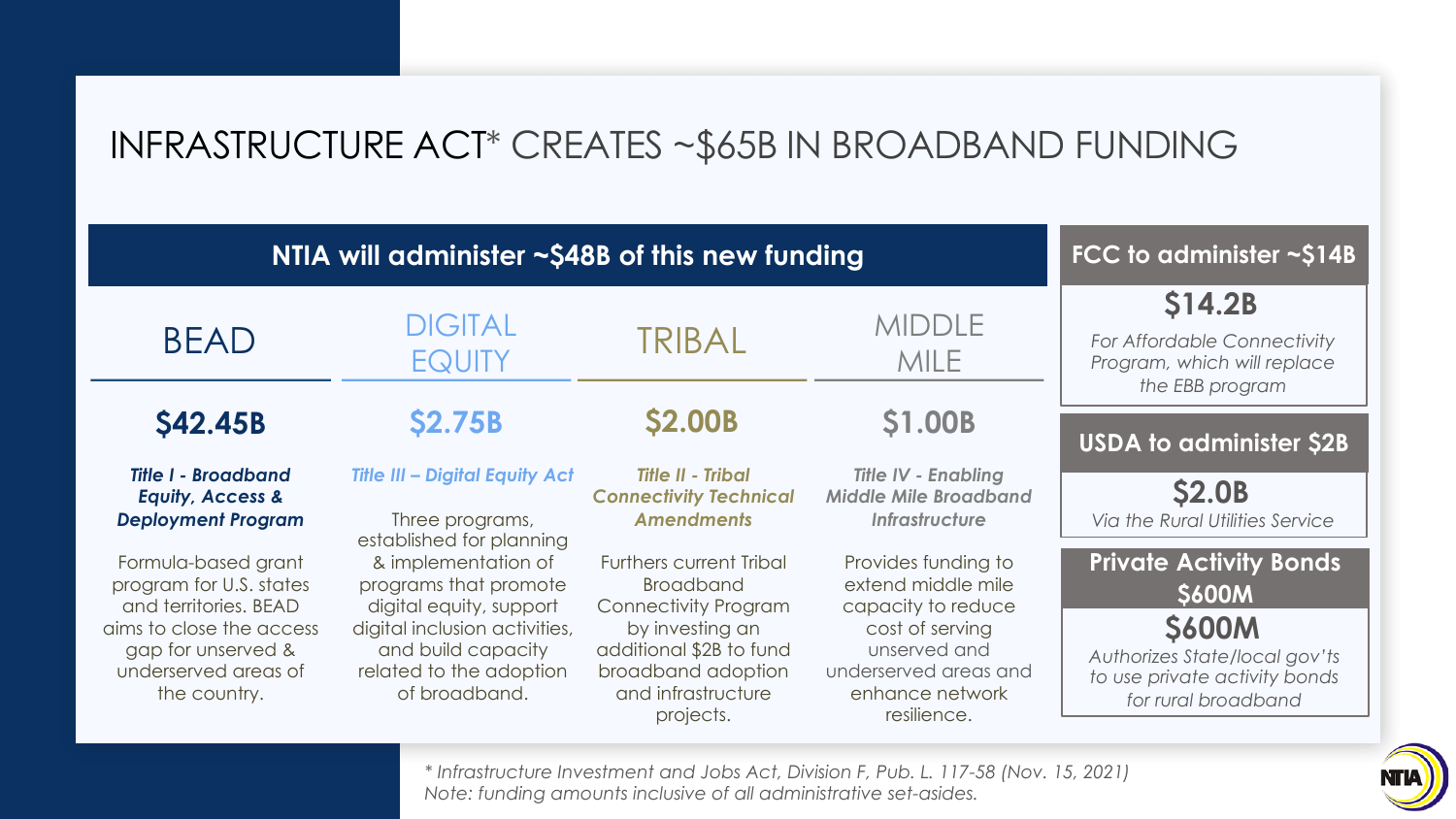# INFRASTRUCTURE ACT* CREATES ~$65B IN BROADBAND FUNDING

## NTIA will administer ~$48B of this new funding

### BEAD

**$42.45B**

***Title I - Broadband Equity, Access & Deployment Program***

Formula-based grant program for U.S. states and territories. BEAD aims to close the access gap for unserved & underserved areas of the country.

### DIGITAL EQUITY

**$2.75B**

***Title III – Digital Equity Act***

Three programs, established for planning & implementation of programs that promote digital equity, support digital inclusion activities, and build capacity related to the adoption of broadband.

### TRIBAL

**$2.00B**

***Title II - Tribal Connectivity Technical Amendments***

Furthers current Tribal Broadband Connectivity Program by investing an additional $2B to fund broadband adoption and infrastructure projects.

### MIDDLE MILE

**$1.00B**

***Title IV - Enabling Middle Mile Broadband Infrastructure***

Provides funding to extend middle mile capacity to reduce cost of serving unserved and underserved areas and enhance network resilience.

## FCC to administer ~$14B

**$14.2B**

*For Affordable Connectivity Program, which will replace the EBB program*

## USDA to administer $2B

**$2.0B**

*Via the Rural Utilities Service*

## Private Activity Bonds $600M

**$600M**

*Authorizes State/local gov'ts to use private activity bonds for rural broadband*

*\* Infrastructure Investment and Jobs Act, Division F, Pub. L. 117-58 (Nov. 15, 2021)*
*Note: funding amounts inclusive of all administrative set-asides.*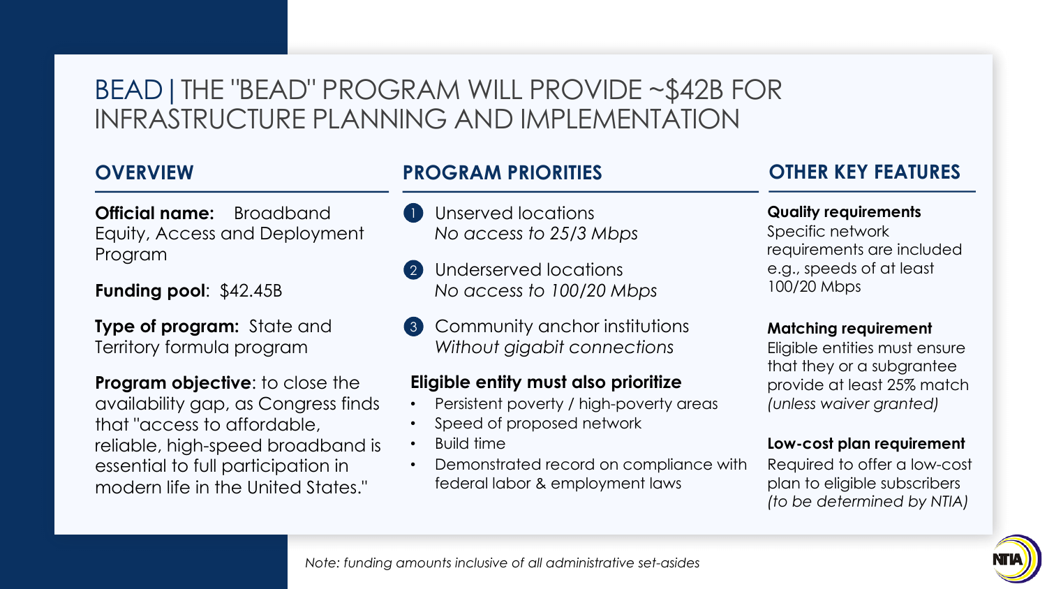# BEAD | THE "BEAD" PROGRAM WILL PROVIDE ~$42B FOR INFRASTRUCTURE PLANNING AND IMPLEMENTATION

## OVERVIEW

**Official name:** Broadband Equity, Access and Deployment Program

**Funding pool**: $42.45B

**Type of program:** State and Territory formula program

**Program objective**: to close the availability gap, as Congress finds that "access to affordable, reliable, high-speed broadband is essential to full participation in modern life in the United States."

## PROGRAM PRIORITIES

1. Unserved locations
   *No access to 25/3 Mbps*
2. Underserved locations
   *No access to 100/20 Mbps*
3. Community anchor institutions
   *Without gigabit connections*

**Eligible entity must also prioritize**

- Persistent poverty / high-poverty areas
- Speed of proposed network
- Build time
- Demonstrated record on compliance with federal labor & employment laws

## OTHER KEY FEATURES

**Quality requirements**
Specific network requirements are included e.g., speeds of at least 100/20 Mbps

**Matching requirement**
Eligible entities must ensure that they or a subgrantee provide at least 25% match *(unless waiver granted)*

**Low-cost plan requirement**
Required to offer a low-cost plan to eligible subscribers *(to be determined by NTIA)*

*Note: funding amounts inclusive of all administrative set-asides*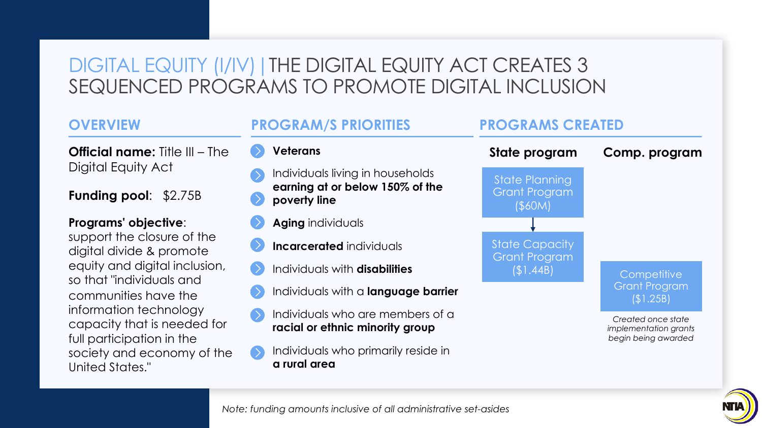# DIGITAL EQUITY (I/IV) | THE DIGITAL EQUITY ACT CREATES 3 SEQUENCED PROGRAMS TO PROMOTE DIGITAL INCLUSION

## OVERVIEW

**Official name:** Title III – The Digital Equity Act

**Funding pool**: $2.75B

**Programs' objective**: support the closure of the digital divide & promote equity and digital inclusion, so that "individuals and communities have the information technology capacity that is needed for full participation in the society and economy of the United States."

## PROGRAM/S PRIORITIES

- **Veterans**
- Individuals living in households **earning at or below 150% of the poverty line**
- **Aging** individuals
- **Incarcerated** individuals
- Individuals with **disabilities**
- Individuals with a **language barrier**
- Individuals who are members of a **racial or ethnic minority group**
- Individuals who primarily reside in **a rural area**

## PROGRAMS CREATED

**State program**

State Planning Grant Program ($60M)

↓

State Capacity Grant Program ($1.44B)

**Comp. program**

Competitive Grant Program ($1.25B)

*Created once state implementation grants begin being awarded*

*Note: funding amounts inclusive of all administrative set-asides*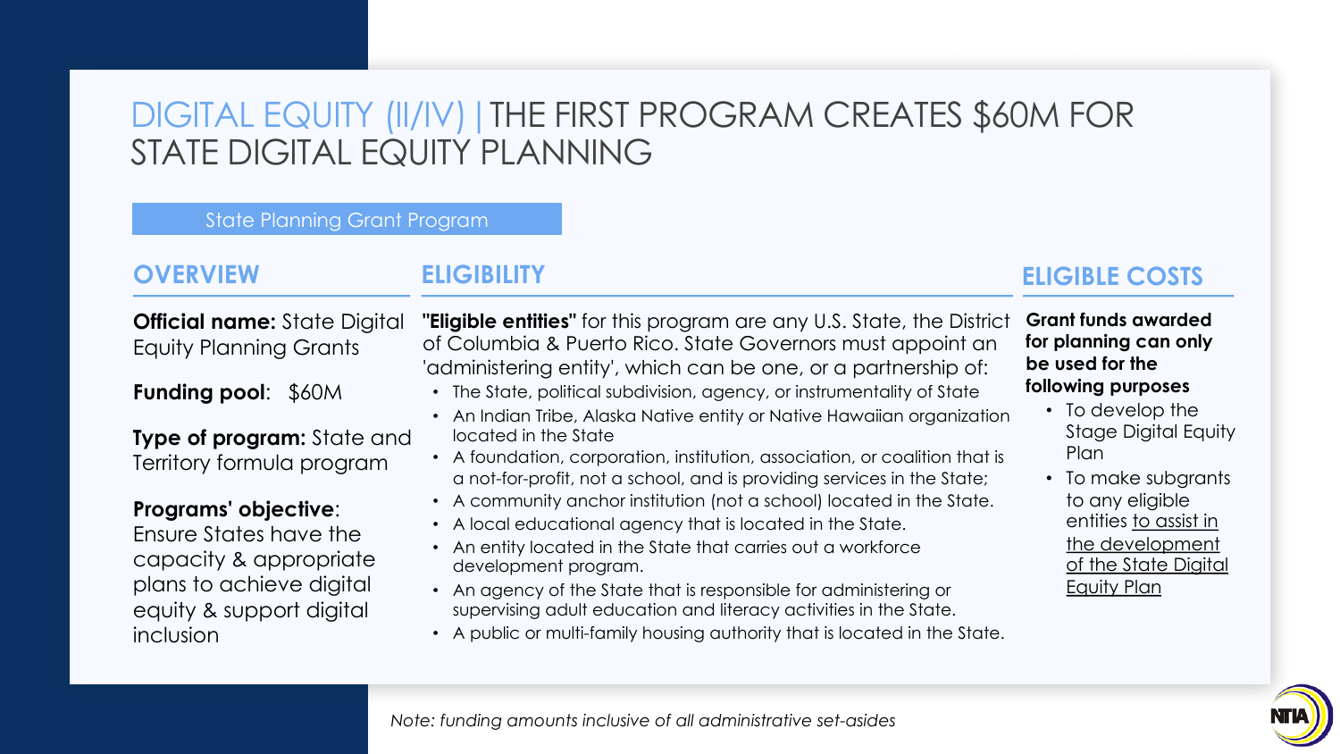# DIGITAL EQUITY (II/IV) | THE FIRST PROGRAM CREATES $60M FOR STATE DIGITAL EQUITY PLANNING

State Planning Grant Program

## OVERVIEW

**Official name:** State Digital Equity Planning Grants

**Funding pool**: $60M

**Type of program:** State and Territory formula program

**Programs' objective**: Ensure States have the capacity & appropriate plans to achieve digital equity & support digital inclusion

## ELIGIBILITY

**"Eligible entities"** for this program are any U.S. State, the District of Columbia & Puerto Rico. State Governors must appoint an 'administering entity', which can be one, or a partnership of:

- The State, political subdivision, agency, or instrumentality of State
- An Indian Tribe, Alaska Native entity or Native Hawaiian organization located in the State
- A foundation, corporation, institution, association, or coalition that is a not-for-profit, not a school, and is providing services in the State;
- A community anchor institution (not a school) located in the State.
- A local educational agency that is located in the State.
- An entity located in the State that carries out a workforce development program.
- An agency of the State that is responsible for administering or supervising adult education and literacy activities in the State.
- A public or multi-family housing authority that is located in the State.

## ELIGIBLE COSTS

**Grant funds awarded for planning can only be used for the following purposes**

- To develop the Stage Digital Equity Plan
- To make subgrants to any eligible entities to assist in the development of the State Digital Equity Plan

*Note: funding amounts inclusive of all administrative set-asides*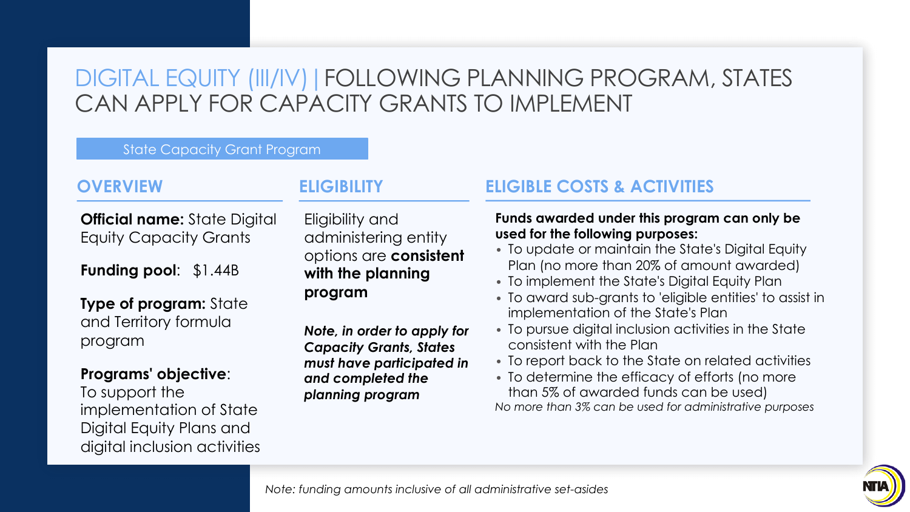# DIGITAL EQUITY (III/IV) | FOLLOWING PLANNING PROGRAM, STATES CAN APPLY FOR CAPACITY GRANTS TO IMPLEMENT

State Capacity Grant Program

## OVERVIEW

**Official name:** State Digital Equity Capacity Grants

**Funding pool**: $1.44B

**Type of program:** State and Territory formula program

**Programs' objective**: To support the implementation of State Digital Equity Plans and digital inclusion activities

## ELIGIBILITY

Eligibility and administering entity options are **consistent with the planning program**

***Note, in order to apply for Capacity Grants, States must have participated in and completed the planning program***

## ELIGIBLE COSTS & ACTIVITIES

**Funds awarded under this program can only be used for the following purposes:**

- To update or maintain the State's Digital Equity Plan (no more than 20% of amount awarded)
- To implement the State's Digital Equity Plan
- To award sub-grants to 'eligible entities' to assist in implementation of the State's Plan
- To pursue digital inclusion activities in the State consistent with the Plan
- To report back to the State on related activities
- To determine the efficacy of efforts (no more than 5% of awarded funds can be used)

*No more than 3% can be used for administrative purposes*

*Note: funding amounts inclusive of all administrative set-asides*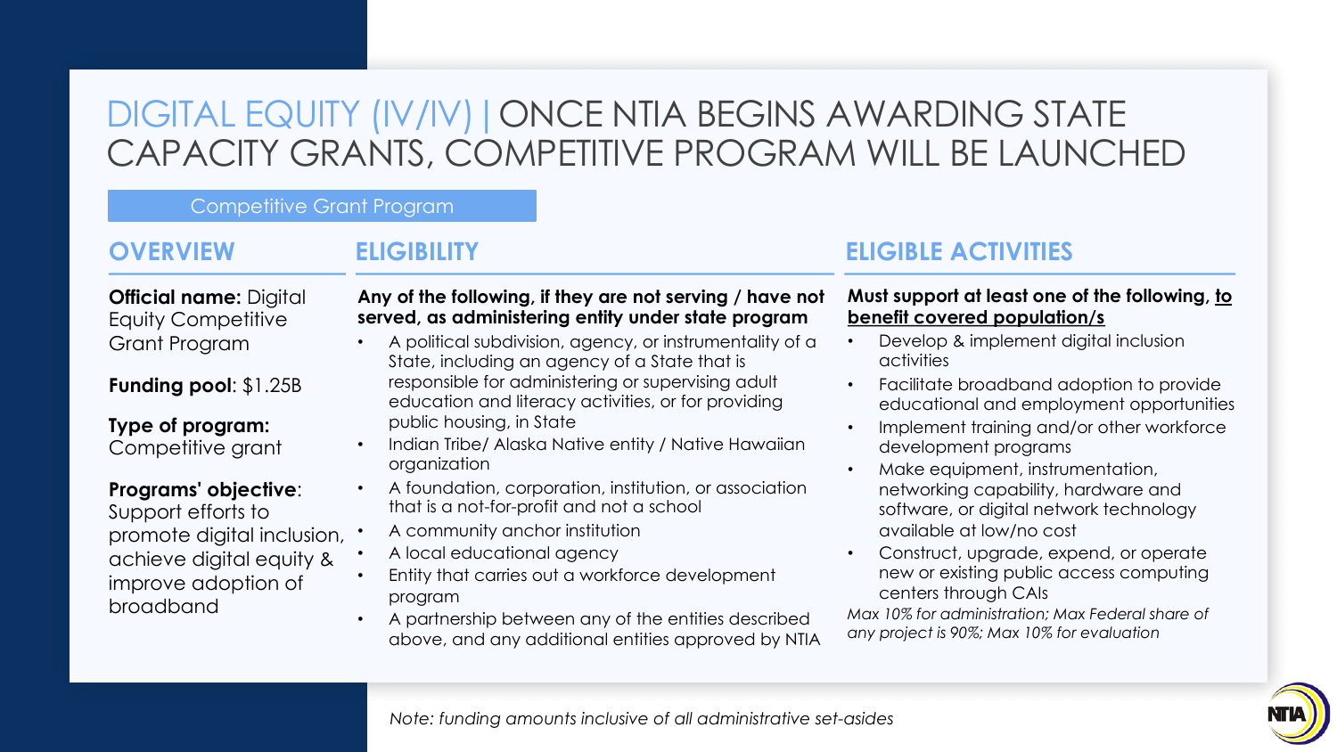# DIGITAL EQUITY (IV/IV) | ONCE NTIA BEGINS AWARDING STATE CAPACITY GRANTS, COMPETITIVE PROGRAM WILL BE LAUNCHED

Competitive Grant Program

## OVERVIEW

**Official name:** Digital Equity Competitive Grant Program

**Funding pool**: $1.25B

**Type of program:** Competitive grant

**Programs' objective**: Support efforts to promote digital inclusion, achieve digital equity & improve adoption of broadband

## ELIGIBILITY

**Any of the following, if they are not serving / have not served, as administering entity under state program**

- A political subdivision, agency, or instrumentality of a State, including an agency of a State that is responsible for administering or supervising adult education and literacy activities, or for providing public housing, in State
- Indian Tribe/ Alaska Native entity / Native Hawaiian organization
- A foundation, corporation, institution, or association that is a not-for-profit and not a school
- A community anchor institution
- A local educational agency
- Entity that carries out a workforce development program
- A partnership between any of the entities described above, and any additional entities approved by NTIA

## ELIGIBLE ACTIVITIES

**Must support at least one of the following, <u>to benefit covered population/s</u>**

- Develop & implement digital inclusion activities
- Facilitate broadband adoption to provide educational and employment opportunities
- Implement training and/or other workforce development programs
- Make equipment, instrumentation, networking capability, hardware and software, or digital network technology available at low/no cost
- Construct, upgrade, expend, or operate new or existing public access computing centers through CAIs

*Max 10% for administration; Max Federal share of any project is 90%; Max 10% for evaluation*

*Note: funding amounts inclusive of all administrative set-asides*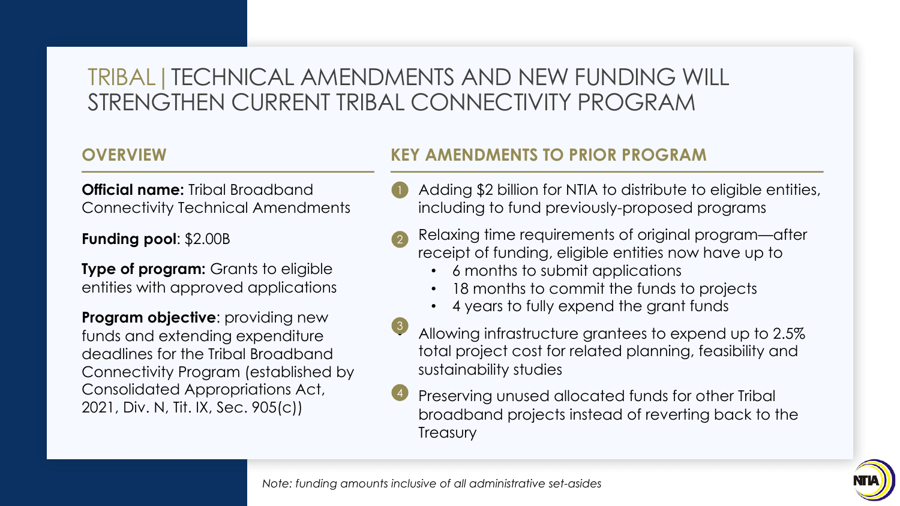# TRIBAL | TECHNICAL AMENDMENTS AND NEW FUNDING WILL STRENGTHEN CURRENT TRIBAL CONNECTIVITY PROGRAM

## OVERVIEW

**Official name:** Tribal Broadband Connectivity Technical Amendments

**Funding pool**: $2.00B

**Type of program:** Grants to eligible entities with approved applications

**Program objective**: providing new funds and extending expenditure deadlines for the Tribal Broadband Connectivity Program (established by Consolidated Appropriations Act, 2021, Div. N, Tit. IX, Sec. 905(c))

## KEY AMENDMENTS TO PRIOR PROGRAM

1. Adding $2 billion for NTIA to distribute to eligible entities, including to fund previously-proposed programs
2. Relaxing time requirements of original program—after receipt of funding, eligible entities now have up to
   - 6 months to submit applications
   - 18 months to commit the funds to projects
   - 4 years to fully expend the grant funds
3. Allowing infrastructure grantees to expend up to 2.5% total project cost for related planning, feasibility and sustainability studies
4. Preserving unused allocated funds for other Tribal broadband projects instead of reverting back to the Treasury

*Note: funding amounts inclusive of all administrative set-asides*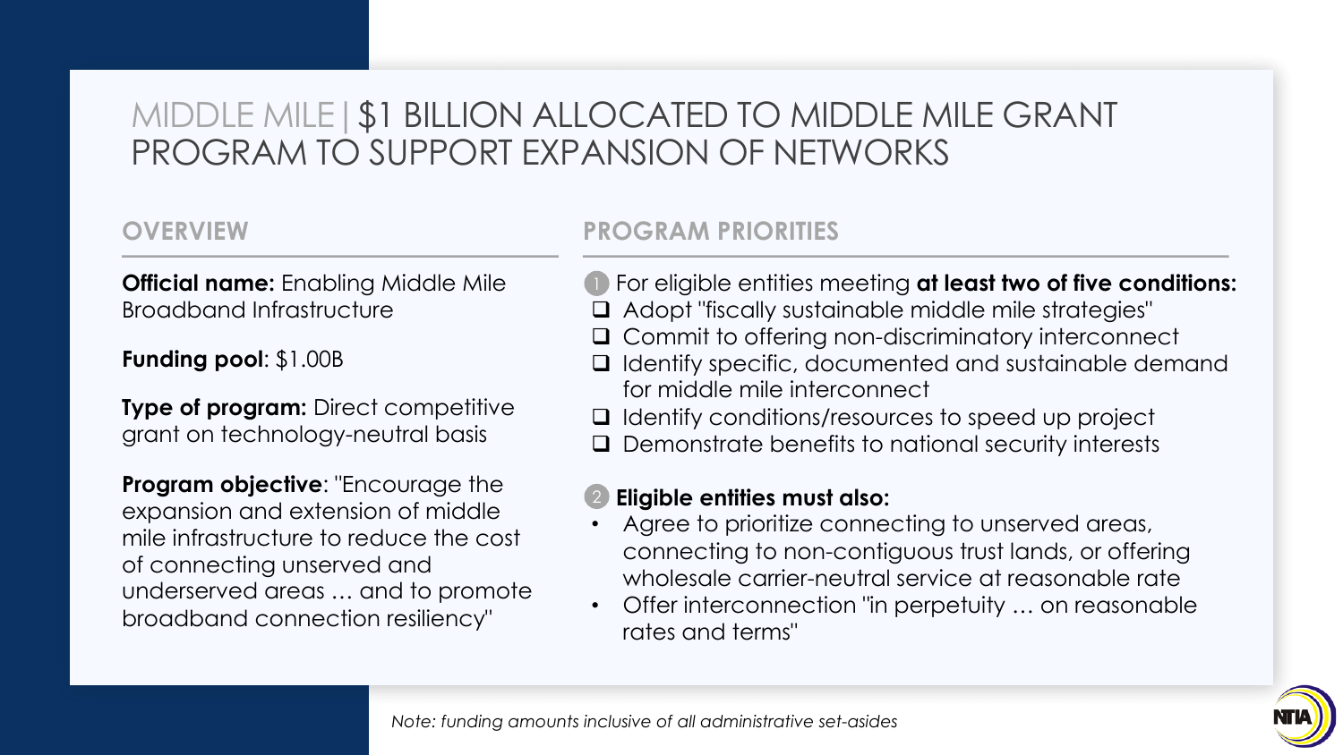# MIDDLE MILE | $1 BILLION ALLOCATED TO MIDDLE MILE GRANT PROGRAM TO SUPPORT EXPANSION OF NETWORKS

## OVERVIEW

**Official name:** Enabling Middle Mile Broadband Infrastructure

**Funding pool**: $1.00B

**Type of program:** Direct competitive grant on technology-neutral basis

**Program objective**: "Encourage the expansion and extension of middle mile infrastructure to reduce the cost of connecting unserved and underserved areas … and to promote broadband connection resiliency"

## PROGRAM PRIORITIES

1. For eligible entities meeting **at least two of five conditions:**
   - ❑ Adopt "fiscally sustainable middle mile strategies"
   - ❑ Commit to offering non-discriminatory interconnect
   - ❑ Identify specific, documented and sustainable demand for middle mile interconnect
   - ❑ Identify conditions/resources to speed up project
   - ❑ Demonstrate benefits to national security interests

2. **Eligible entities must also:**
   - Agree to prioritize connecting to unserved areas, connecting to non-contiguous trust lands, or offering wholesale carrier-neutral service at reasonable rate
   - Offer interconnection "in perpetuity … on reasonable rates and terms"

*Note: funding amounts inclusive of all administrative set-asides*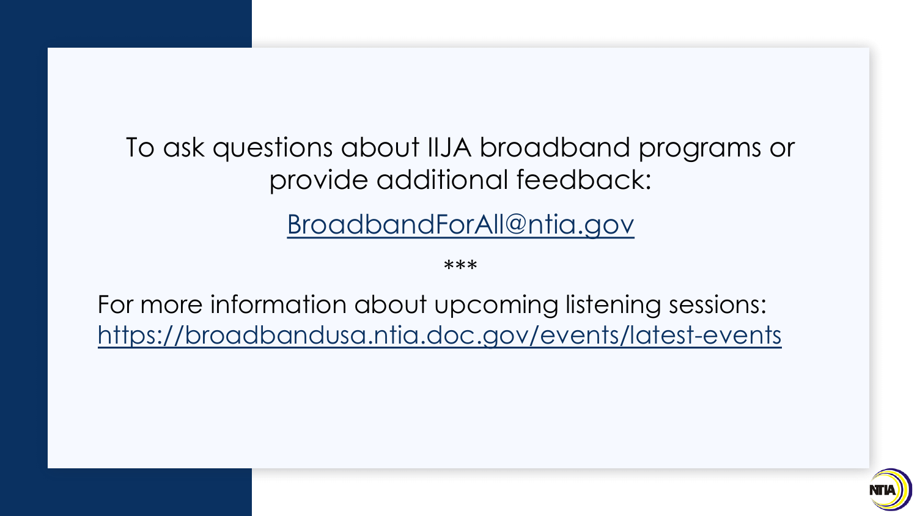To ask questions about IIJA broadband programs or provide additional feedback:

[BroadbandForAll@ntia.gov](mailto:BroadbandForAll@ntia.gov)

***

For more information about upcoming listening sessions: [https://broadbandusa.ntia.doc.gov/events/latest-events](https://broadbandusa.ntia.doc.gov/events/latest-events)